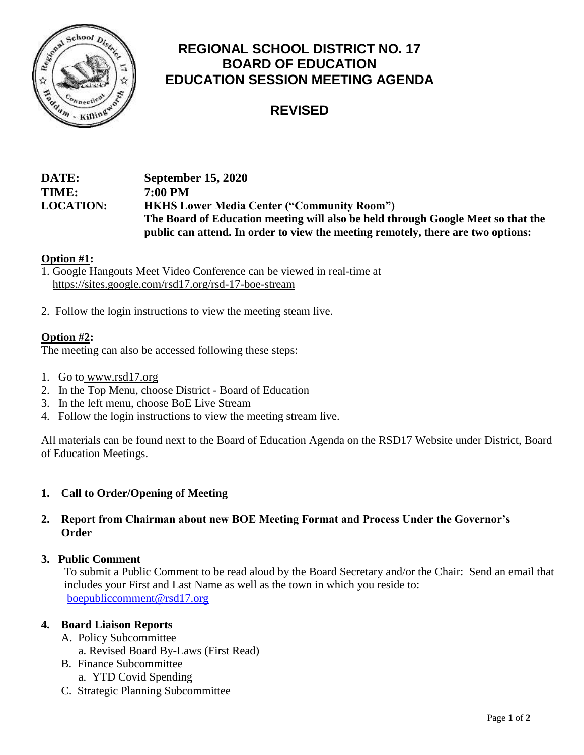# REGIONAL SCHOOL DISTRICT NO. 17
# BOARD OF EDUCATION
# EDUCATION SESSION MEETING AGENDA

## REVISED

**DATE:** **September 15, 2020**
**TIME:** **7:00 PM**
**LOCATION:** **HKHS Lower Media Center ("Community Room")**
**The Board of Education meeting will also be held through Google Meet so that the public can attend. In order to view the meeting remotely, there are two options:**

**Option #1:**

1. Google Hangouts Meet Video Conference can be viewed in real-time at https://sites.google.com/rsd17.org/rsd-17-boe-stream
2. Follow the login instructions to view the meeting steam live.

**Option #2:**

The meeting can also be accessed following these steps:

1. Go to www.rsd17.org
2. In the Top Menu, choose District - Board of Education
3. In the left menu, choose BoE Live Stream
4. Follow the login instructions to view the meeting stream live.

All materials can be found next to the Board of Education Agenda on the RSD17 Website under District, Board of Education Meetings.

**1. Call to Order/Opening of Meeting**

**2. Report from Chairman about new BOE Meeting Format and Process Under the Governor's Order**

**3. Public Comment**

To submit a Public Comment to be read aloud by the Board Secretary and/or the Chair: Send an email that includes your First and Last Name as well as the town in which you reside to: boepubliccomment@rsd17.org

**4. Board Liaison Reports**

- A. Policy Subcommittee
  - a. Revised Board By-Laws (First Read)
- B. Finance Subcommittee
  - a. YTD Covid Spending
- C. Strategic Planning Subcommittee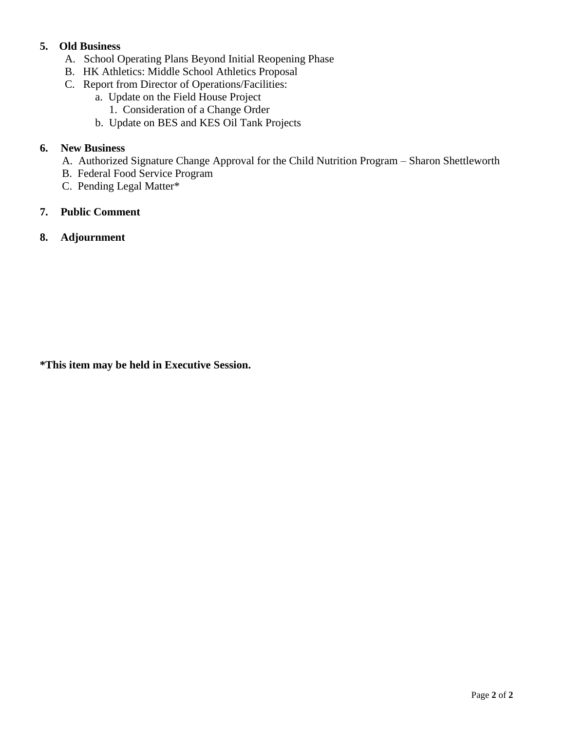**5. Old Business**

- A. School Operating Plans Beyond Initial Reopening Phase
- B. HK Athletics: Middle School Athletics Proposal
- C. Report from Director of Operations/Facilities:
  - a. Update on the Field House Project
    - 1. Consideration of a Change Order
  - b. Update on BES and KES Oil Tank Projects

**6. New Business**

- A. Authorized Signature Change Approval for the Child Nutrition Program – Sharon Shettleworth
- B. Federal Food Service Program
- C. Pending Legal Matter*

**7. Public Comment**

**8. Adjournment**

**\*This item may be held in Executive Session.**